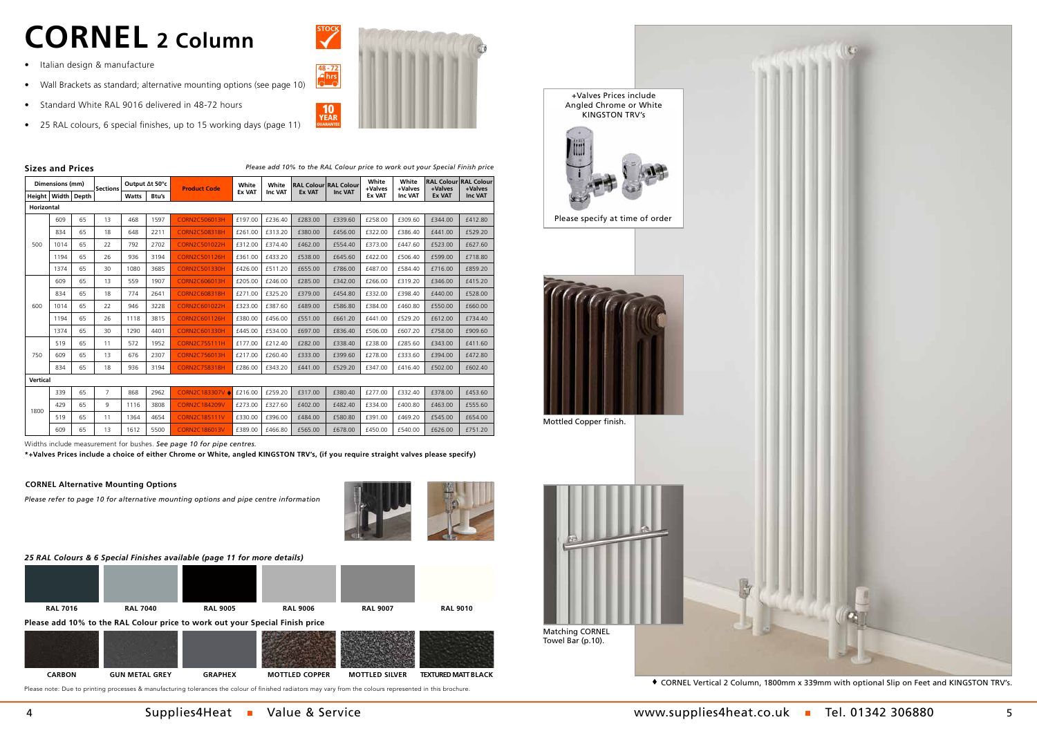# CORNEL 2 Column

- Italian design & manufacture
- Wall Brackets as standard; alternative mounting options (see page 10)
- Standard White RAL 9016 delivered in 48-72 hours
- 25 RAL colours, 6 special finishes, up to 15 working days (page 11)

STOCK

48 - 72 hrs

10 YEAR GUARANTEE

## Sizes and Prices

*Please add 10% to the RAL Colour price to work out your Special Finish price*

| Dimensions (mm) | | | Sections | Output Δt 50°c | | Product Code | White Ex VAT | White Inc VAT | RAL Colour Ex VAT | RAL Colour Inc VAT | White +Valves Ex VAT | White +Valves Inc VAT | RAL Colour +Valves Ex VAT | RAL Colour +Valves Inc VAT |
|---|---|---|---|---|---|---|---|---|---|---|---|---|---|---|
| Height | Width | Depth | | Watts | Btu's | | | | | | | | | |
| **Horizontal** | | | | | | | | | | | | | | |
| 500 | 609 | 65 | 13 | 468 | 1597 | CORN2C506013H | £197.00 | £236.40 | £283.00 | £339.60 | £258.00 | £309.60 | £344.00 | £412.80 |
| | 834 | 65 | 18 | 648 | 2211 | CORN2C508318H | £261.00 | £313.20 | £380.00 | £456.00 | £322.00 | £386.40 | £441.00 | £529.20 |
| | 1014 | 65 | 22 | 792 | 2702 | CORN2C501022H | £312.00 | £374.40 | £462.00 | £554.40 | £373.00 | £447.60 | £523.00 | £627.60 |
| | 1194 | 65 | 26 | 936 | 3194 | CORN2C501126H | £361.00 | £433.20 | £538.00 | £645.60 | £422.00 | £506.40 | £599.00 | £718.80 |
| | 1374 | 65 | 30 | 1080 | 3685 | CORN2C501330H | £426.00 | £511.20 | £655.00 | £786.00 | £487.00 | £584.40 | £716.00 | £859.20 |
| 600 | 609 | 65 | 13 | 559 | 1907 | CORN2C606013H | £205.00 | £246.00 | £285.00 | £342.00 | £266.00 | £319.20 | £346.00 | £415.20 |
| | 834 | 65 | 18 | 774 | 2641 | CORN2C608318H | £271.00 | £325.20 | £379.00 | £454.80 | £332.00 | £398.40 | £440.00 | £528.00 |
| | 1014 | 65 | 22 | 946 | 3228 | CORN2C601022H | £323.00 | £387.60 | £489.00 | £586.80 | £384.00 | £460.80 | £550.00 | £660.00 |
| | 1194 | 65 | 26 | 1118 | 3815 | CORN2C601126H | £380.00 | £456.00 | £551.00 | £661.20 | £441.00 | £529.20 | £612.00 | £734.40 |
| | 1374 | 65 | 30 | 1290 | 4401 | CORN2C601330H | £445.00 | £534.00 | £697.00 | £836.40 | £506.00 | £607.20 | £758.00 | £909.60 |
| 750 | 519 | 65 | 11 | 572 | 1952 | CORN2C755111H | £177.00 | £212.40 | £282.00 | £338.40 | £238.00 | £285.60 | £343.00 | £411.60 |
| | 609 | 65 | 13 | 676 | 2307 | CORN2C756013H | £217.00 | £260.40 | £333.00 | £399.60 | £278.00 | £333.60 | £394.00 | £472.80 |
| | 834 | 65 | 18 | 936 | 3194 | CORN2C758318H | £286.00 | £343.20 | £441.00 | £529.20 | £347.00 | £416.40 | £502.00 | £602.40 |
| **Vertical** | | | | | | | | | | | | | | |
| 1800 | 339 | 65 | 7 | 868 | 2962 | CORN2C183307V ♦ | £216.00 | £259.20 | £317.00 | £380.40 | £277.00 | £332.40 | £378.00 | £453.60 |
| | 429 | 65 | 9 | 1116 | 3808 | CORN2C184209V | £273.00 | £327.60 | £402.00 | £482.40 | £334.00 | £400.80 | £463.00 | £555.60 |
| | 519 | 65 | 11 | 1364 | 4654 | CORN2C185111V | £330.00 | £396.00 | £484.00 | £580.80 | £391.00 | £469.20 | £545.00 | £654.00 |
| | 609 | 65 | 13 | 1612 | 5500 | CORN2C186013V | £389.00 | £466.80 | £565.00 | £678.00 | £450.00 | £540.00 | £626.00 | £751.20 |

Widths include measurement for bushes. *See page 10 for pipe centres.*

**\*+Valves Prices include a choice of either Chrome or White, angled KINGSTON TRV's, (if you require straight valves please specify)**

### CORNEL Alternative Mounting Options

*Please refer to page 10 for alternative mounting options and pipe centre information*

### *25 RAL Colours & 6 Special Finishes available (page 11 for more details)*

RAL 7016 | RAL 7040 | RAL 9005 | RAL 9006 | RAL 9007 | RAL 9010

**Please add 10% to the RAL Colour price to work out your Special Finish price**

CARBON | GUN METAL GREY | GRAPHEX | MOTTLED COPPER | MOTTLED SILVER | TEXTURED MATT BLACK

Please note: Due to printing processes & manufacturing tolerances the colour of finished radiators may vary from the colours represented in this brochure.

+Valves Prices include Angled Chrome or White KINGSTON TRV's

Please specify at time of order

Mottled Copper finish.

Matching CORNEL Towel Bar (p.10).

♦ CORNEL Vertical 2 Column, 1800mm x 339mm with optional Slip on Feet and KINGSTON TRV's.

Supplies4Heat ■ Value & Service

www.supplies4heat.co.uk ■ Tel. 01342 306880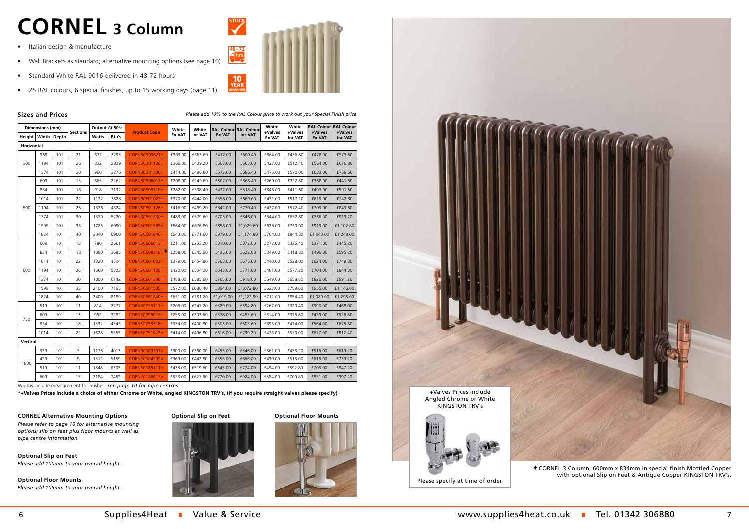# CORNEL 3 Column

- Italian design & manufacture
- Wall Brackets as standard; alternative mounting options (see page 10)
- Standard White RAL 9016 delivered in 48-72 hours
- 25 RAL colours, 6 special finishes, up to 15 working days (page 11)

STOCK

48 - 72 hrs

10 YEAR GUARANTEE

## Sizes and Prices

*Please add 10% to the RAL Colour price to work out your Special Finish price*

| Dimensions (mm) | | | Sections | Output Δt 50°c | | Product Code | White Ex VAT | White Inc VAT | RAL Colour Ex VAT | RAL Colour Inc VAT | White +Valves Ex VAT | White +Valves Inc VAT | RAL Colour +Valves Ex VAT | RAL Colour +Valves Inc VAT |
|---|---|---|---|---|---|---|---|---|---|---|---|---|---|---|
| Height | Width | Depth | | Watts | Btu's | | | | | | | | | |
| **Horizontal** | | | | | | | | | | | | | | |
| 300 | 969 | 101 | 21 | 672 | 2293 | CORN3C309621H | £303.00 | £363.60 | £417.00 | £500.40 | £364.00 | £436.80 | £478.00 | £573.60 |
| | 1194 | 101 | 26 | 832 | 2839 | CORN3C301126H | £366.00 | £439.20 | £503.00 | £603.60 | £427.00 | £512.40 | £564.00 | £676.80 |
| | 1374 | 101 | 30 | 960 | 3276 | CORN3C301330H | £414.00 | £496.80 | £572.00 | £686.40 | £475.00 | £570.00 | £633.00 | £759.60 |
| 500 | 609 | 101 | 13 | 663 | 2262 | CORN3C506013H | £208.00 | £249.60 | £307.00 | £368.40 | £269.00 | £322.80 | £368.00 | £441.60 |
| | 834 | 101 | 18 | 918 | 3132 | CORN3C508318H | £282.00 | £338.40 | £432.00 | £518.40 | £343.00 | £411.60 | £493.00 | £591.60 |
| | 1014 | 101 | 22 | 1122 | 3828 | CORN3C501022H | £370.00 | £444.00 | £558.00 | £669.60 | £431.00 | £517.20 | £619.00 | £742.80 |
| | 1194 | 101 | 26 | 1326 | 4524 | CORN3C501126H | £416.00 | £499.20 | £642.00 | £770.40 | £477.00 | £572.40 | £703.00 | £843.60 |
| | 1374 | 101 | 30 | 1530 | 5220 | CORN3C501330H | £483.00 | £579.60 | £705.00 | £846.00 | £544.00 | £652.80 | £766.00 | £919.20 |
| | 1599 | 101 | 35 | 1785 | 6090 | CORN3C501535H | £564.00 | £676.80 | £858.00 | £1,029.60 | £625.00 | £750.00 | £919.00 | £1,102.80 |
| | 1824 | 101 | 40 | 2040 | 6960 | CORN3C501840H | £643.00 | £771.60 | £979.00 | £1,174.80 | £704.00 | £844.80 | £1,040.00 | £1,248.00 |
| 600 | 609 | 101 | 13 | 780 | 2661 | CORN3C606013H | £211.00 | £253.20 | £310.00 | £372.00 | £272.00 | £326.40 | £371.00 | £445.20 |
| | 834 | 101 | 18 | 1080 | 3685 | CORN3C608318H♦ | £288.00 | £345.60 | £435.00 | £522.00 | £349.00 | £418.80 | £496.00 | £595.20 |
| | 1014 | 101 | 22 | 1320 | 4504 | CORN3C601022H | £379.00 | £454.80 | £563.00 | £675.60 | £440.00 | £528.00 | £624.00 | £748.80 |
| | 1194 | 101 | 26 | 1560 | 5323 | CORN3C601126H | £420.00 | £504.00 | £643.00 | £771.60 | £481.00 | £577.20 | £704.00 | £844.80 |
| | 1374 | 101 | 30 | 1800 | 6142 | CORN3C601330H | £488.00 | £585.60 | £765.00 | £918.00 | £549.00 | £658.80 | £826.00 | £991.20 |
| | 1599 | 101 | 35 | 2100 | 7165 | CORN3C601535H | £572.00 | £686.40 | £894.00 | £1,072.80 | £633.00 | £759.60 | £955.00 | £1,146.00 |
| | 1824 | 101 | 40 | 2400 | 8189 | CORN3C601840H | £651.00 | £781.20 | £1,019.00 | £1,222.80 | £712.00 | £854.40 | £1,080.00 | £1,296.00 |
| 750 | 519 | 101 | 11 | 814 | 2777 | CORN3C755111H | £206.00 | £247.20 | £329.00 | £394.80 | £267.00 | £320.40 | £390.00 | £468.00 |
| | 609 | 101 | 13 | 962 | 3282 | CORN3C756013H | £253.00 | £303.60 | £378.00 | £453.60 | £314.00 | £376.80 | £439.00 | £526.80 |
| | 834 | 101 | 18 | 1332 | 4545 | CORN3C758318H | £334.00 | £400.80 | £503.00 | £603.60 | £395.00 | £474.00 | £564.00 | £676.80 |
| | 1014 | 101 | 22 | 1628 | 5555 | CORN3C751022H | £414.00 | £496.80 | £616.00 | £739.20 | £475.00 | £570.00 | £677.00 | £812.40 |
| **Vertical** | | | | | | | | | | | | | | |
| 1800 | 339 | 101 | 7 | 1176 | 4013 | CORN3C183307V | £300.00 | £360.00 | £455.00 | £546.00 | £361.00 | £433.20 | £516.00 | £619.20 |
| | 429 | 101 | 9 | 1512 | 5159 | CORN3C184209V | £369.00 | £442.80 | £555.00 | £666.00 | £430.00 | £516.00 | £616.00 | £739.20 |
| | 519 | 101 | 11 | 1848 | 6305 | CORN3C185111V | £433.00 | £519.60 | £645.00 | £774.00 | £494.00 | £592.80 | £706.00 | £847.20 |
| | 609 | 101 | 13 | 2184 | 7452 | CORN3C186013V | £523.00 | £627.60 | £770.00 | £924.00 | £584.00 | £700.80 | £831.00 | £997.20 |

Widths include measurement for bushes. *See page 10 for pipe centres.*

**\*+Valves Prices include a choice of either Chrome or White, angled KINGSTON TRV's, (if you require straight valves please specify)**

**CORNEL Alternative Mounting Options**

*Please refer to page 10 for alternative mounting options; slip on feet plus floor mounts as well as pipe centre information*

**Optional Slip on Feet**

*Please add 100mm to your overall height.*

**Optional Floor Mounts**

*Please add 105mm to your overall height.*

**Optional Slip on Feet**

**Optional Floor Mounts**

+Valves Prices include Angled Chrome or White KINGSTON TRV's

Please specify at time of order

♦ CORNEL 3 Column, 600mm x 834mm in special finish Mottled Copper with optional Slip on Feet & Antique Copper KINGSTON TRV's.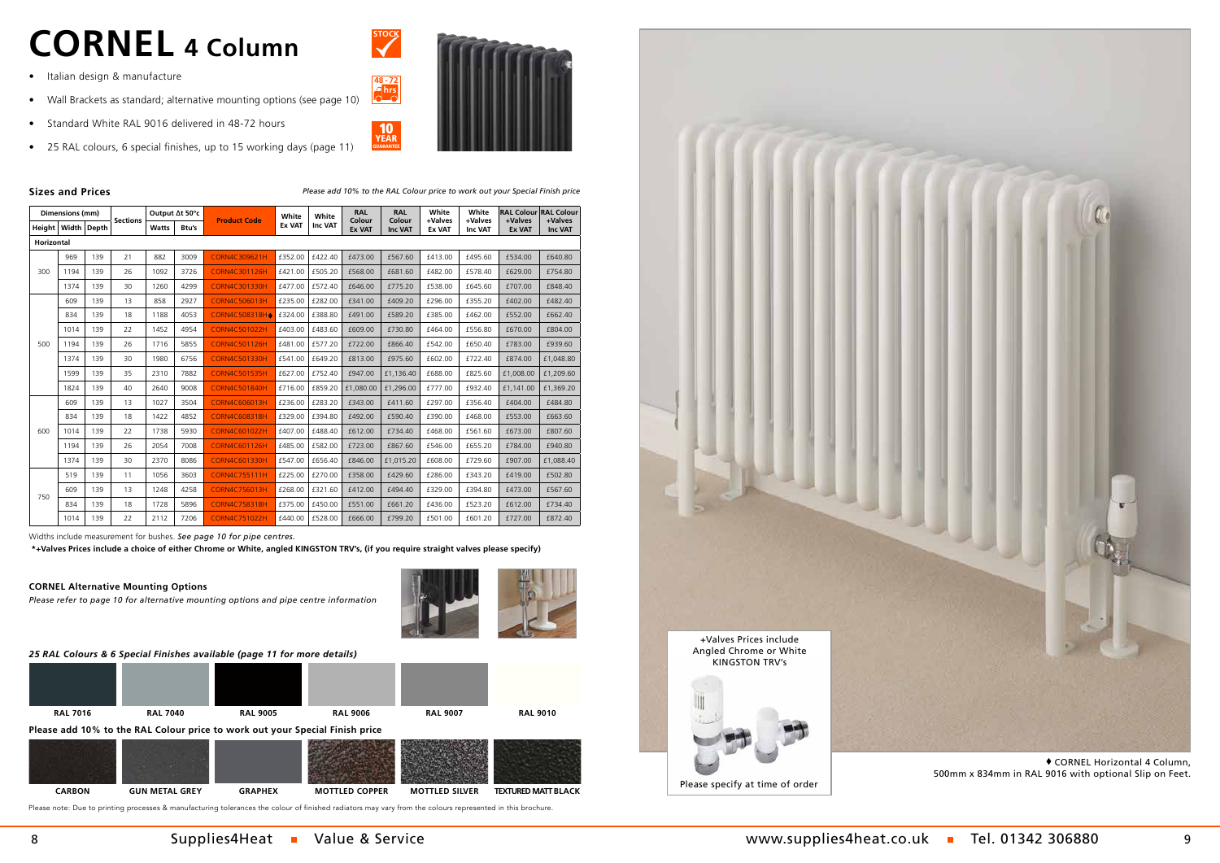# CORNEL 4 Column

- Italian design & manufacture
- Wall Brackets as standard; alternative mounting options (see page 10)
- Standard White RAL 9016 delivered in 48-72 hours
- 25 RAL colours, 6 special finishes, up to 15 working days (page 11)

STOCK

48 - 72 hrs

10 YEAR GUARANTEE

## Sizes and Prices

*Please add 10% to the RAL Colour price to work out your Special Finish price*

| Dimensions (mm) | | | Sections | Output Δt 50°c | | Product Code | White Ex VAT | White Inc VAT | RAL Colour Ex VAT | RAL Colour Inc VAT | White +Valves Ex VAT | White +Valves Inc VAT | RAL Colour +Valves Ex VAT | RAL Colour +Valves Inc VAT |
|---|---|---|---|---|---|---|---|---|---|---|---|---|---|---|
| Height | Width | Depth | | Watts | Btu's | | | | | | | | | |
| Horizontal | | | | | | | | | | | | | | |
| 300 | 969 | 139 | 21 | 882 | 3009 | CORN4C309621H | £352.00 | £422.40 | £473.00 | £567.60 | £413.00 | £495.60 | £534.00 | £640.80 |
| | 1194 | 139 | 26 | 1092 | 3726 | CORN4C301126H | £421.00 | £505.20 | £568.00 | £681.60 | £482.00 | £578.40 | £629.00 | £754.80 |
| | 1374 | 139 | 30 | 1260 | 4299 | CORN4C301330H | £477.00 | £572.40 | £646.00 | £775.20 | £538.00 | £645.60 | £707.00 | £848.40 |
| 500 | 609 | 139 | 13 | 858 | 2927 | CORN4C506013H | £235.00 | £282.00 | £341.00 | £409.20 | £296.00 | £355.20 | £402.00 | £482.40 |
| | 834 | 139 | 18 | 1188 | 4053 | CORN4C508318H♦ | £324.00 | £388.80 | £491.00 | £589.20 | £385.00 | £462.00 | £552.00 | £662.40 |
| | 1014 | 139 | 22 | 1452 | 4954 | CORN4C501022H | £403.00 | £483.60 | £609.00 | £730.80 | £464.00 | £556.80 | £670.00 | £804.00 |
| | 1194 | 139 | 26 | 1716 | 5855 | CORN4C501126H | £481.00 | £577.20 | £722.00 | £866.40 | £542.00 | £650.40 | £783.00 | £939.60 |
| | 1374 | 139 | 30 | 1980 | 6756 | CORN4C501330H | £541.00 | £649.20 | £813.00 | £975.60 | £602.00 | £722.40 | £874.00 | £1,048.80 |
| | 1599 | 139 | 35 | 2310 | 7882 | CORN4C501535H | £627.00 | £752.40 | £947.00 | £1,136.40 | £688.00 | £825.60 | £1,008.00 | £1,209.60 |
| | 1824 | 139 | 40 | 2640 | 9008 | CORN4C501840H | £716.00 | £859.20 | £1,080.00 | £1,296.00 | £777.00 | £932.40 | £1,141.00 | £1,369.20 |
| 600 | 609 | 139 | 13 | 1027 | 3504 | CORN4C606013H | £236.00 | £283.20 | £343.00 | £411.60 | £297.00 | £356.40 | £404.00 | £484.80 |
| | 834 | 139 | 18 | 1422 | 4852 | CORN4C608318H | £329.00 | £394.80 | £492.00 | £590.40 | £390.00 | £468.00 | £553.00 | £663.60 |
| | 1014 | 139 | 22 | 1738 | 5930 | CORN4C601022H | £407.00 | £488.40 | £612.00 | £734.40 | £468.00 | £561.60 | £673.00 | £807.60 |
| | 1194 | 139 | 26 | 2054 | 7008 | CORN4C601126H | £485.00 | £582.00 | £723.00 | £867.60 | £546.00 | £655.20 | £784.00 | £940.80 |
| | 1374 | 139 | 30 | 2370 | 8086 | CORN4C601330H | £547.00 | £656.40 | £846.00 | £1,015.20 | £608.00 | £729.60 | £907.00 | £1,088.40 |
| 750 | 519 | 139 | 11 | 1056 | 3603 | CORN4C755111H | £225.00 | £270.00 | £358.00 | £429.60 | £286.00 | £343.20 | £419.00 | £502.80 |
| | 609 | 139 | 13 | 1248 | 4258 | CORN4C756013H | £268.00 | £321.60 | £412.00 | £494.40 | £329.00 | £394.80 | £473.00 | £567.60 |
| | 834 | 139 | 18 | 1728 | 5896 | CORN4C758318H | £375.00 | £450.00 | £551.00 | £661.20 | £436.00 | £523.20 | £612.00 | £734.40 |
| | 1014 | 139 | 22 | 2112 | 7206 | CORN4C751022H | £440.00 | £528.00 | £666.00 | £799.20 | £501.00 | £601.20 | £727.00 | £872.40 |

Widths include measurement for bushes. *See page 10 for pipe centres.*

**\*+Valves Prices include a choice of either Chrome or White, angled KINGSTON TRV's, (if you require straight valves please specify)**

### CORNEL Alternative Mounting Options

*Please refer to page 10 for alternative mounting options and pipe centre information*

### *25 RAL Colours & 6 Special Finishes available (page 11 for more details)*

RAL 7016 | RAL 7040 | RAL 9005 | RAL 9006 | RAL 9007 | RAL 9010

**Please add 10% to the RAL Colour price to work out your Special Finish price**

CARBON | GUN METAL GREY | GRAPHEX | MOTTLED COPPER | MOTTLED SILVER | TEXTURED MATT BLACK

Please note: Due to printing processes & manufacturing tolerances the colour of finished radiators may vary from the colours represented in this brochure.

+Valves Prices include Angled Chrome or White KINGSTON TRV's

Please specify at time of order

♦ CORNEL Horizontal 4 Column, 500mm x 834mm in RAL 9016 with optional Slip on Feet.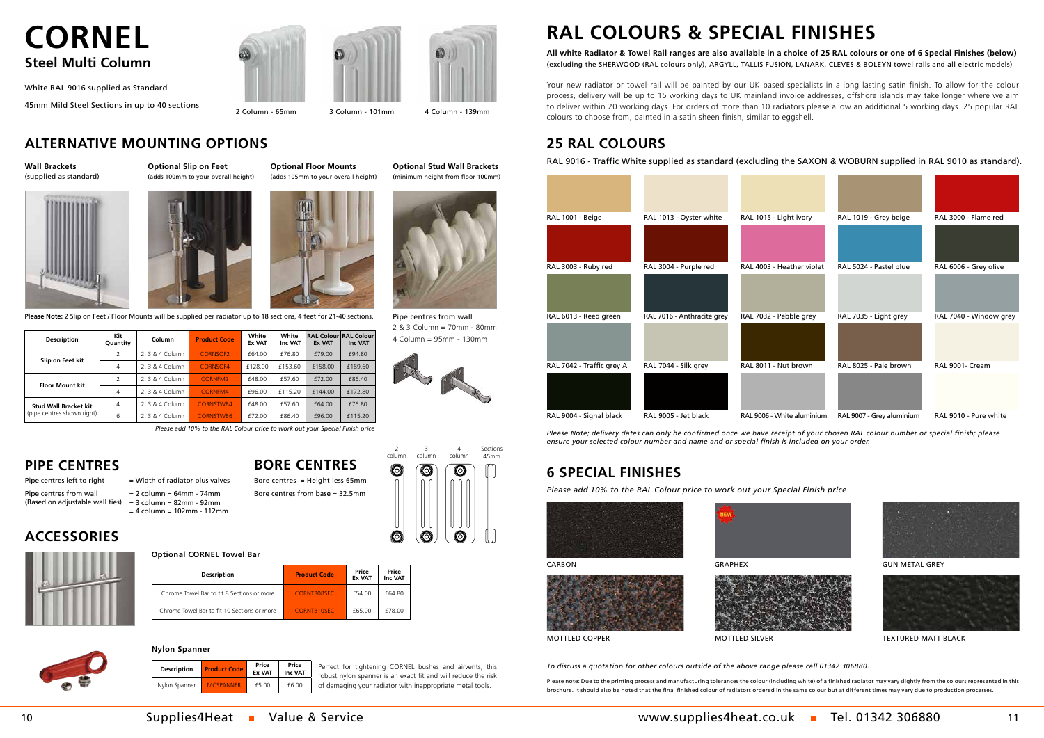# CORNEL

## Steel Multi Column

White RAL 9016 supplied as Standard

45mm Mild Steel Sections in up to 40 sections

2 Column - 65mm

3 Column - 101mm

4 Column - 139mm

## ALTERNATIVE MOUNTING OPTIONS

**Wall Brackets**
(supplied as standard)

**Optional Slip on Feet**
(adds 100mm to your overall height)

**Optional Floor Mounts**
(adds 105mm to your overall height)

**Optional Stud Wall Brackets**
(minimum height from floor 100mm)

**Please Note:** 2 Slip on Feet / Floor Mounts will be supplied per radiator up to 18 sections, 4 feet for 21-40 sections.

| Description | Kit Quantity | Column | Product Code | White Ex VAT | White Inc VAT | RAL Colour Ex VAT | RAL Colour Inc VAT |
|---|---|---|---|---|---|---|---|
| Slip on Feet kit | 2 | 2, 3 & 4 Column | CORNSOF2 | £64.00 | £76.80 | £79.00 | £94.80 |
| | 4 | 2, 3 & 4 Column | CORNSOF4 | £128.00 | £153.60 | £158.00 | £189.60 |
| Floor Mount kit | 2 | 2, 3 & 4 Column | CORNFM2 | £48.00 | £57.60 | £72.00 | £86.40 |
| | 4 | 2, 3 & 4 Column | CORNFM4 | £96.00 | £115.20 | £144.00 | £172.80 |
| Stud Wall Bracket kit (pipe centres shown right) | 4 | 2, 3 & 4 Column | CORNSTWB4 | £48.00 | £57.60 | £64.00 | £76.80 |
| | 6 | 2, 3 & 4 Column | CORNSTWB6 | £72.00 | £86.40 | £96.00 | £115.20 |

*Please add 10% to the RAL Colour price to work out your Special Finish price*

Pipe centres from wall
2 & 3 Column = 70mm - 80mm
4 Column = 95mm - 130mm

## PIPE CENTRES

Pipe centres left to right = Width of radiator plus valves

Pipe centres from wall (Based on adjustable wall ties) = 2 column = 64mm - 74mm
= 3 column = 82mm - 92mm
= 4 column = 102mm - 112mm

## BORE CENTRES

Bore centres = Height less 65mm

Bore centres from base = 32.5mm

2 column
3 column
4 column
Sections 45mm

## ACCESSORIES

**Optional CORNEL Towel Bar**

| Description | Product Code | Price Ex VAT | Price Inc VAT |
|---|---|---|---|
| Chrome Towel Bar to fit 8 Sections or more | CORNTB08SEC | £54.00 | £64.80 |
| Chrome Towel Bar to fit 10 Sections or more | CORNTB10SEC | £65.00 | £78.00 |

**Nylon Spanner**

| Description | Product Code | Price Ex VAT | Price Inc VAT |
|---|---|---|---|
| Nylon Spanner | MCSPANNER | £5.00 | £6.00 |

Perfect for tightening CORNEL bushes and airvents, this robust nylon spanner is an exact fit and will reduce the risk of damaging your radiator with inappropriate metal tools.

# RAL COLOURS & SPECIAL FINISHES

**All white Radiator & Towel Rail ranges are also available in a choice of 25 RAL colours or one of 6 Special Finishes (below)** (excluding the SHERWOOD (RAL colours only), ARGYLL, TALLIS FUSION, LANARK, CLEVES & BOLEYN towel rails and all electric models)

Your new radiator or towel rail will be painted by our UK based specialists in a long lasting satin finish. To allow for the colour process, delivery will be up to 15 working days to UK mainland invoice addresses, offshore islands may take longer where we aim to deliver within 20 working days. For orders of more than 10 radiators please allow an additional 5 working days. 25 popular RAL colours to choose from, painted in a satin sheen finish, similar to eggshell.

## 25 RAL COLOURS

RAL 9016 - Traffic White supplied as standard (excluding the SAXON & WOBURN supplied in RAL 9010 as standard).

RAL 1001 - Beige
RAL 1013 - Oyster white
RAL 1015 - Light ivory
RAL 1019 - Grey beige
RAL 3000 - Flame red
RAL 3003 - Ruby red
RAL 3004 - Purple red
RAL 4003 - Heather violet
RAL 5024 - Pastel blue
RAL 6006 - Grey olive
RAL 6013 - Reed green
RAL 7016 - Anthracite grey
RAL 7032 - Pebble grey
RAL 7035 - Light grey
RAL 7040 - Window grey
RAL 7042 - Traffic grey A
RAL 7044 - Silk grey
RAL 8011 - Nut brown
RAL 8025 - Pale brown
RAL 9001- Cream
RAL 9004 - Signal black
RAL 9005 - Jet black
RAL 9006 - White aluminium
RAL 9007 - Grey aluminium
RAL 9010 - Pure white

*Please Note; delivery dates can only be confirmed once we have receipt of your chosen RAL colour number or special finish; please ensure your selected colour number and name and or special finish is included on your order.*

## 6 SPECIAL FINISHES

*Please add 10% to the RAL Colour price to work out your Special Finish price*

CARBON
NEW
GRAPHEX
GUN METAL GREY
MOTTLED COPPER
MOTTLED SILVER
TEXTURED MATT BLACK

*To discuss a quotation for other colours outside of the above range please call 01342 306880.*

Please note: Due to the printing process and manufacturing tolerances the colour (including white) of a finished radiator may vary slightly from the colours represented in this brochure. It should also be noted that the final finished colour of radiators ordered in the same colour but at different times may vary due to production processes.